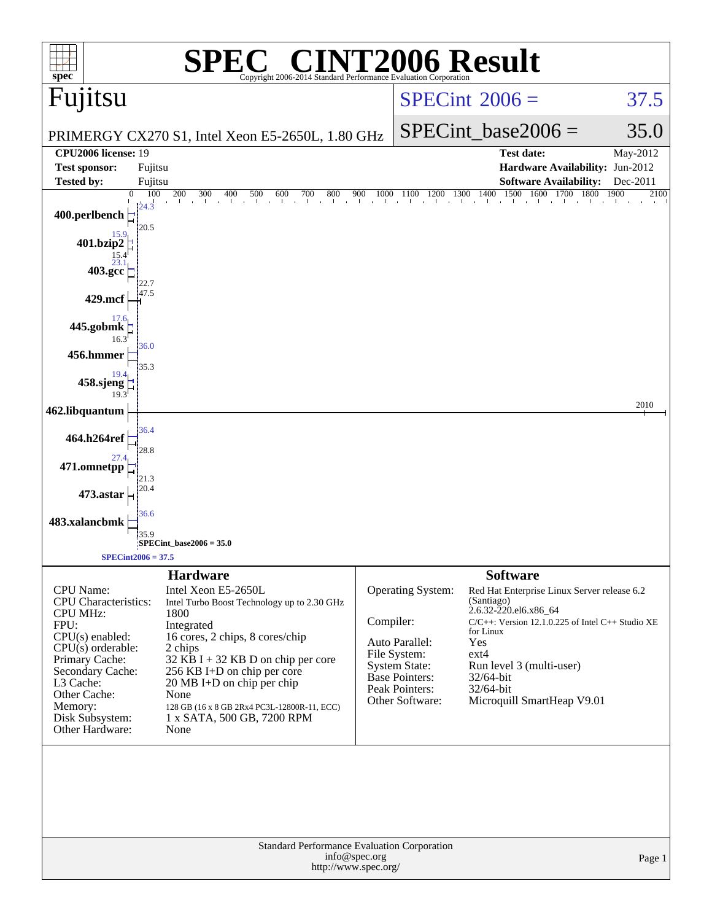# SPEC CINT2006 Result

Copyright 2006-2014 Standard Performance Evaluation Corporation

## Fujitsu

PRIMERGY CX270 S1, Intel Xeon E5-2650L, 1.80 GHz

SPECint 2006 = 37.5

SPECint_base2006 = 35.0

| | | | |
|---|---|---|---|
| **CPU2006 license:** | 19 | **Test date:** | May-2012 |
| **Test sponsor:** | Fujitsu | **Hardware Availability:** | Jun-2012 |
| **Tested by:** | Fujitsu | **Software Availability:** | Dec-2011 |

| Benchmark | Peak | Base |
|---|---|---|
| 400.perlbench | 24.3 | 20.5 |
| 401.bzip2 | 15.9 | 15.4 |
| 403.gcc | 23.1 | 22.7 |
| 429.mcf | 47.5 | 47.5 |
| 445.gobmk | 17.6 | 16.3 |
| 456.hmmer | 36.0 | 35.3 |
| 458.sjeng | 19.4 | 19.3 |
| 462.libquantum | 2010 | 2010 |
| 464.h264ref | 36.4 | 28.8 |
| 471.omnetpp | 27.4 | 21.3 |
| 473.astar | 20.4 | 20.4 |
| 483.xalancbmk | 36.6 | 35.9 |

SPECint_base2006 = 35.0

SPECint2006 = 37.5

### Hardware

| | |
|---|---|
| CPU Name: | Intel Xeon E5-2650L |
| CPU Characteristics: | Intel Turbo Boost Technology up to 2.30 GHz |
| CPU MHz: | 1800 |
| FPU: | Integrated |
| CPU(s) enabled: | 16 cores, 2 chips, 8 cores/chip |
| CPU(s) orderable: | 2 chips |
| Primary Cache: | 32 KB I + 32 KB D on chip per core |
| Secondary Cache: | 256 KB I+D on chip per core |
| L3 Cache: | 20 MB I+D on chip per chip |
| Other Cache: | None |
| Memory: | 128 GB (16 x 8 GB 2Rx4 PC3L-12800R-11, ECC) |
| Disk Subsystem: | 1 x SATA, 500 GB, 7200 RPM |
| Other Hardware: | None |

### Software

| | |
|---|---|
| Operating System: | Red Hat Enterprise Linux Server release 6.2 (Santiago) 2.6.32-220.el6.x86_64 |
| Compiler: | C/C++: Version 12.1.0.225 of Intel C++ Studio XE for Linux |
| Auto Parallel: | Yes |
| File System: | ext4 |
| System State: | Run level 3 (multi-user) |
| Base Pointers: | 32/64-bit |
| Peak Pointers: | 32/64-bit |
| Other Software: | Microquill SmartHeap V9.01 |

Standard Performance Evaluation Corporation
info@spec.org
http://www.spec.org/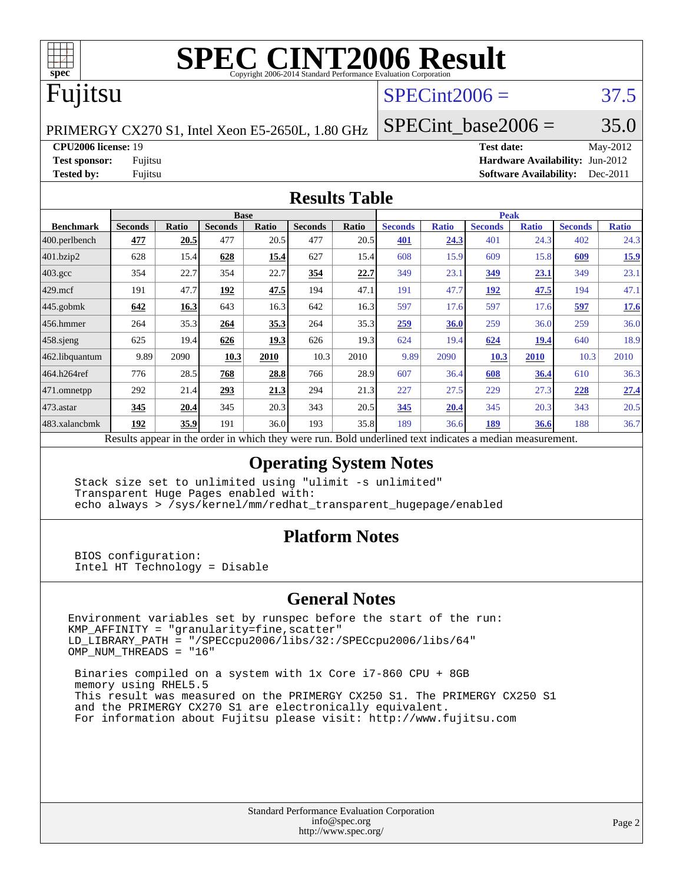# SPEC CINT2006 Result

Copyright 2006-2014 Standard Performance Evaluation Corporation

# Fujitsu

PRIMERGY CX270 S1, Intel Xeon E5-2650L, 1.80 GHz

SPECint2006 = 37.5

SPECint_base2006 = 35.0

**CPU2006 license:** 19
**Test sponsor:** Fujitsu
**Tested by:** Fujitsu

**Test date:** May-2012
**Hardware Availability:** Jun-2012
**Software Availability:** Dec-2011

## Results Table

| Benchmark | Base | | | | | | Peak | | | | | |
|---|---|---|---|---|---|---|---|---|---|---|---|---|
| | Seconds | Ratio | Seconds | Ratio | Seconds | Ratio | Seconds | Ratio | Seconds | Ratio | Seconds | Ratio |
| 400.perlbench | **477** | **20.5** | 477 | 20.5 | 477 | 20.5 | **401** | **24.3** | 401 | 24.3 | 402 | 24.3 |
| 401.bzip2 | 628 | 15.4 | **628** | **15.4** | 627 | 15.4 | 608 | 15.9 | 609 | 15.8 | **609** | **15.9** |
| 403.gcc | 354 | 22.7 | 354 | 22.7 | **354** | **22.7** | 349 | 23.1 | **349** | **23.1** | 349 | 23.1 |
| 429.mcf | 191 | 47.7 | **192** | **47.5** | 194 | 47.1 | 191 | 47.7 | **192** | **47.5** | 194 | 47.1 |
| 445.gobmk | **642** | **16.3** | 643 | 16.3 | 642 | 16.3 | 597 | 17.6 | 597 | 17.6 | **597** | **17.6** |
| 456.hmmer | 264 | 35.3 | **264** | **35.3** | 264 | 35.3 | **259** | **36.0** | 259 | 36.0 | 259 | 36.0 |
| 458.sjeng | 625 | 19.4 | **626** | **19.3** | 626 | 19.3 | 624 | 19.4 | **624** | **19.4** | 640 | 18.9 |
| 462.libquantum | 9.89 | 2090 | **10.3** | **2010** | 10.3 | 2010 | 9.89 | 2090 | **10.3** | **2010** | 10.3 | 2010 |
| 464.h264ref | 776 | 28.5 | **768** | **28.8** | 766 | 28.9 | 607 | 36.4 | **608** | **36.4** | 610 | 36.3 |
| 471.omnetpp | 292 | 21.4 | **293** | **21.3** | 294 | 21.3 | 227 | 27.5 | 229 | 27.3 | **228** | **27.4** |
| 473.astar | **345** | **20.4** | 345 | 20.3 | 343 | 20.5 | **345** | **20.4** | 345 | 20.3 | 343 | 20.5 |
| 483.xalancbmk | **192** | **35.9** | 191 | 36.0 | 193 | 35.8 | 189 | 36.6 | **189** | **36.6** | 188 | 36.7 |

Results appear in the order in which they were run. Bold underlined text indicates a median measurement.

## Operating System Notes

```
Stack size set to unlimited using "ulimit -s unlimited"
Transparent Huge Pages enabled with:
echo always > /sys/kernel/mm/redhat_transparent_hugepage/enabled
```

## Platform Notes

```
BIOS configuration:
Intel HT Technology = Disable
```

## General Notes

```
Environment variables set by runspec before the start of the run:
KMP_AFFINITY = "granularity=fine,scatter"
LD_LIBRARY_PATH = "/SPECcpu2006/libs/32:/SPECcpu2006/libs/64"
OMP_NUM_THREADS = "16"

 Binaries compiled on a system with 1x Core i7-860 CPU + 8GB
 memory using RHEL5.5
 This result was measured on the PRIMERGY CX250 S1. The PRIMERGY CX250 S1
 and the PRIMERGY CX270 S1 are electronically equivalent.
 For information about Fujitsu please visit: http://www.fujitsu.com
```

Standard Performance Evaluation Corporation
info@spec.org
http://www.spec.org/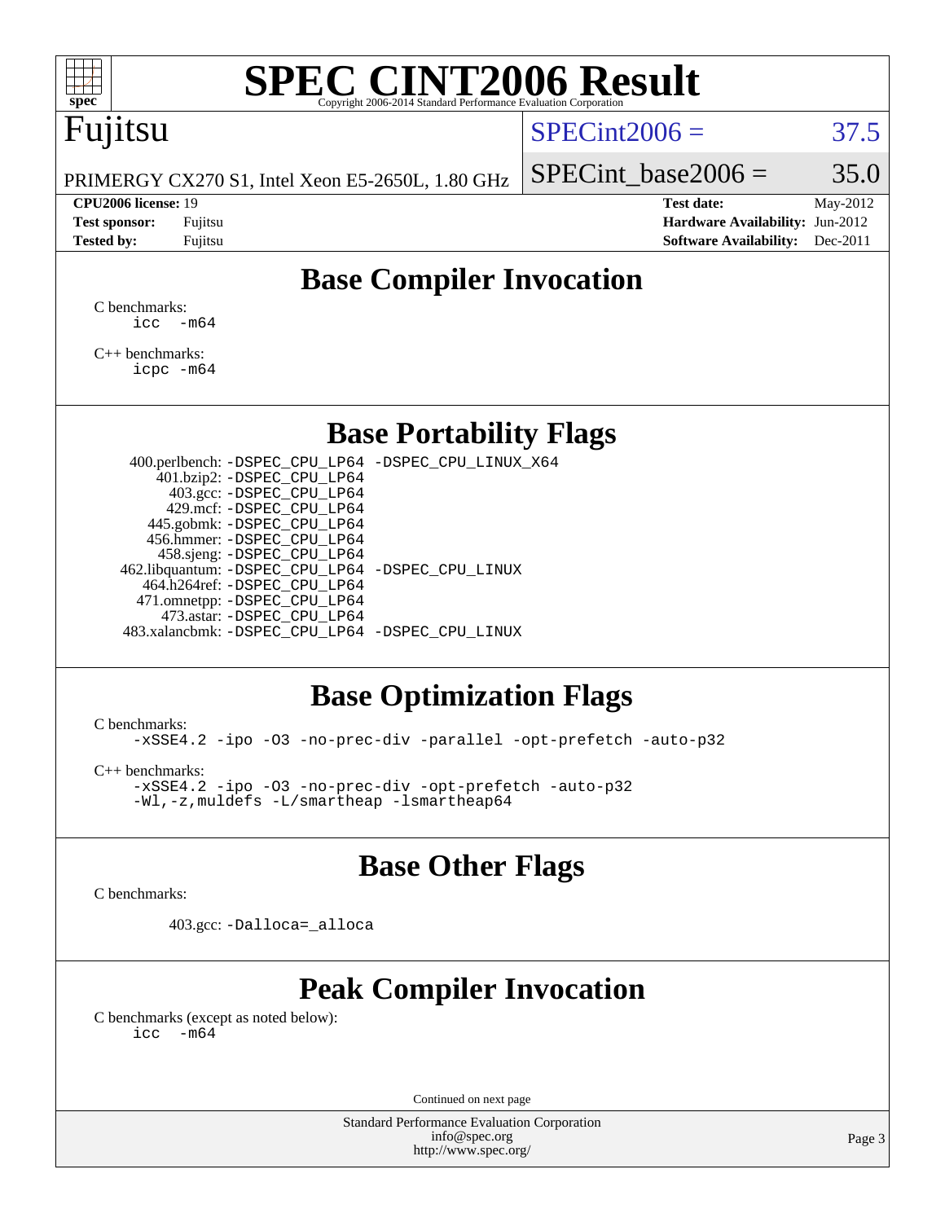# SPEC CINT2006 Result

Copyright 2006-2014 Standard Performance Evaluation Corporation

## Fujitsu

PRIMERGY CX270 S1, Intel Xeon E5-2650L, 1.80 GHz

SPECint2006 = 37.5

SPECint_base2006 = 35.0

**CPU2006 license:** 19
**Test sponsor:** Fujitsu
**Tested by:** Fujitsu

**Test date:** May-2012
**Hardware Availability:** Jun-2012
**Software Availability:** Dec-2011

## Base Compiler Invocation

C benchmarks:
```
icc -m64
```

C++ benchmarks:
```
icpc -m64
```

## Base Portability Flags

| Benchmark | Flags |
|---|---|
| 400.perlbench: | -DSPEC_CPU_LP64 -DSPEC_CPU_LINUX_X64 |
| 401.bzip2: | -DSPEC_CPU_LP64 |
| 403.gcc: | -DSPEC_CPU_LP64 |
| 429.mcf: | -DSPEC_CPU_LP64 |
| 445.gobmk: | -DSPEC_CPU_LP64 |
| 456.hmmer: | -DSPEC_CPU_LP64 |
| 458.sjeng: | -DSPEC_CPU_LP64 |
| 462.libquantum: | -DSPEC_CPU_LP64 -DSPEC_CPU_LINUX |
| 464.h264ref: | -DSPEC_CPU_LP64 |
| 471.omnetpp: | -DSPEC_CPU_LP64 |
| 473.astar: | -DSPEC_CPU_LP64 |
| 483.xalancbmk: | -DSPEC_CPU_LP64 -DSPEC_CPU_LINUX |

## Base Optimization Flags

C benchmarks:
```
-xSSE4.2 -ipo -O3 -no-prec-div -parallel -opt-prefetch -auto-p32
```

C++ benchmarks:
```
-xSSE4.2 -ipo -O3 -no-prec-div -opt-prefetch -auto-p32
-Wl,-z,muldefs -L/smartheap -lsmartheap64
```

## Base Other Flags

C benchmarks:

403.gcc: `-Dalloca=_alloca`

## Peak Compiler Invocation

C benchmarks (except as noted below):
```
icc -m64
```

Continued on next page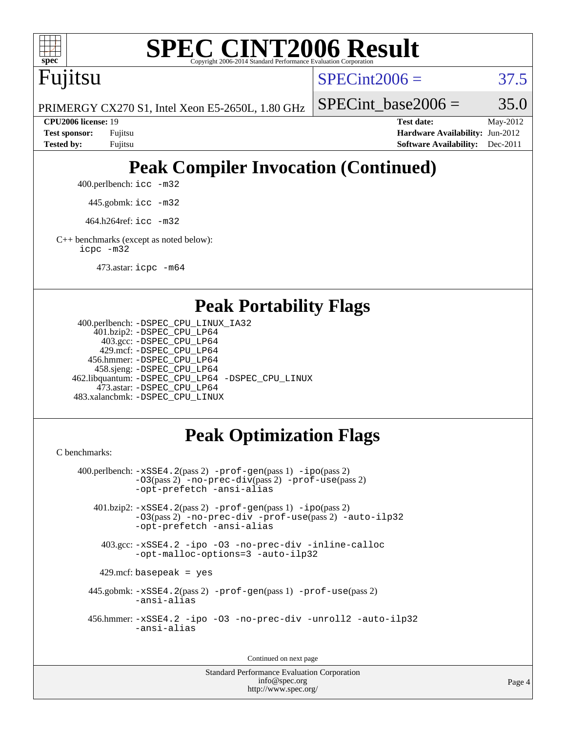# SPEC CINT2006 Result

Copyright 2006-2014 Standard Performance Evaluation Corporation

## Fujitsu

PRIMERGY CX270 S1, Intel Xeon E5-2650L, 1.80 GHz

SPECint2006 = 37.5

SPECint_base2006 = 35.0

| | | | |
|---|---|---|---|
| **CPU2006 license:** | 19 | **Test date:** | May-2012 |
| **Test sponsor:** | Fujitsu | **Hardware Availability:** | Jun-2012 |
| **Tested by:** | Fujitsu | **Software Availability:** | Dec-2011 |

## Peak Compiler Invocation (Continued)

400.perlbench: `icc -m32`

445.gobmk: `icc -m32`

464.h264ref: `icc -m32`

C++ benchmarks (except as noted below):
`icpc -m32`

473.astar: `icpc -m64`

## Peak Portability Flags

400.perlbench: `-DSPEC_CPU_LINUX_IA32`
401.bzip2: `-DSPEC_CPU_LP64`
403.gcc: `-DSPEC_CPU_LP64`
429.mcf: `-DSPEC_CPU_LP64`
456.hmmer: `-DSPEC_CPU_LP64`
458.sjeng: `-DSPEC_CPU_LP64`
462.libquantum: `-DSPEC_CPU_LP64 -DSPEC_CPU_LINUX`
473.astar: `-DSPEC_CPU_LP64`
483.xalancbmk: `-DSPEC_CPU_LINUX`

## Peak Optimization Flags

C benchmarks:

400.perlbench: `-xSSE4.2`(pass 2) `-prof-gen`(pass 1) `-ipo`(pass 2) `-O3`(pass 2) `-no-prec-div`(pass 2) `-prof-use`(pass 2) `-opt-prefetch -ansi-alias`

401.bzip2: `-xSSE4.2`(pass 2) `-prof-gen`(pass 1) `-ipo`(pass 2) `-O3`(pass 2) `-no-prec-div -prof-use`(pass 2) `-auto-ilp32 -opt-prefetch -ansi-alias`

403.gcc: `-xSSE4.2 -ipo -O3 -no-prec-div -inline-calloc -opt-malloc-options=3 -auto-ilp32`

429.mcf: `basepeak = yes`

445.gobmk: `-xSSE4.2`(pass 2) `-prof-gen`(pass 1) `-prof-use`(pass 2) `-ansi-alias`

456.hmmer: `-xSSE4.2 -ipo -O3 -no-prec-div -unroll2 -auto-ilp32 -ansi-alias`

Continued on next page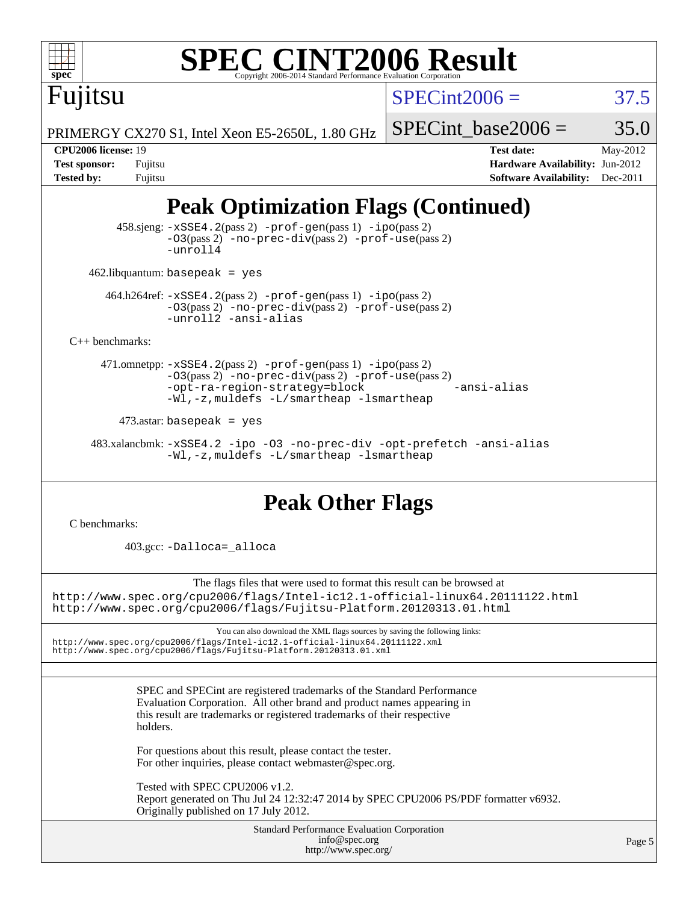# Peak Optimization Flags (Continued)

458.sjeng: -xSSE4.2(pass 2) -prof-gen(pass 1) -ipo(pass 2)
-O3(pass 2) -no-prec-div(pass 2) -prof-use(pass 2)
-unroll4

462.libquantum: basepeak = yes

464.h264ref: -xSSE4.2(pass 2) -prof-gen(pass 1) -ipo(pass 2)
-O3(pass 2) -no-prec-div(pass 2) -prof-use(pass 2)
-unroll2 -ansi-alias

C++ benchmarks:

471.omnetpp: -xSSE4.2(pass 2) -prof-gen(pass 1) -ipo(pass 2)
-O3(pass 2) -no-prec-div(pass 2) -prof-use(pass 2)
-opt-ra-region-strategy=block -ansi-alias
-Wl,-z,muldefs -L/smartheap -lsmartheap

473.astar: basepeak = yes

483.xalancbmk: -xSSE4.2 -ipo -O3 -no-prec-div -opt-prefetch -ansi-alias
-Wl,-z,muldefs -L/smartheap -lsmartheap

# Peak Other Flags

C benchmarks:

403.gcc: -Dalloca=_alloca

The flags files that were used to format this result can be browsed at
http://www.spec.org/cpu2006/flags/Intel-ic12.1-official-linux64.20111122.html
http://www.spec.org/cpu2006/flags/Fujitsu-Platform.20120313.01.html

You can also download the XML flags sources by saving the following links:
http://www.spec.org/cpu2006/flags/Intel-ic12.1-official-linux64.20111122.xml
http://www.spec.org/cpu2006/flags/Fujitsu-Platform.20120313.01.xml

SPEC and SPECint are registered trademarks of the Standard Performance Evaluation Corporation. All other brand and product names appearing in this result are trademarks or registered trademarks of their respective holders.

For questions about this result, please contact the tester.
For other inquiries, please contact webmaster@spec.org.

Tested with SPEC CPU2006 v1.2.
Report generated on Thu Jul 24 12:32:47 2014 by SPEC CPU2006 PS/PDF formatter v6932.
Originally published on 17 July 2012.